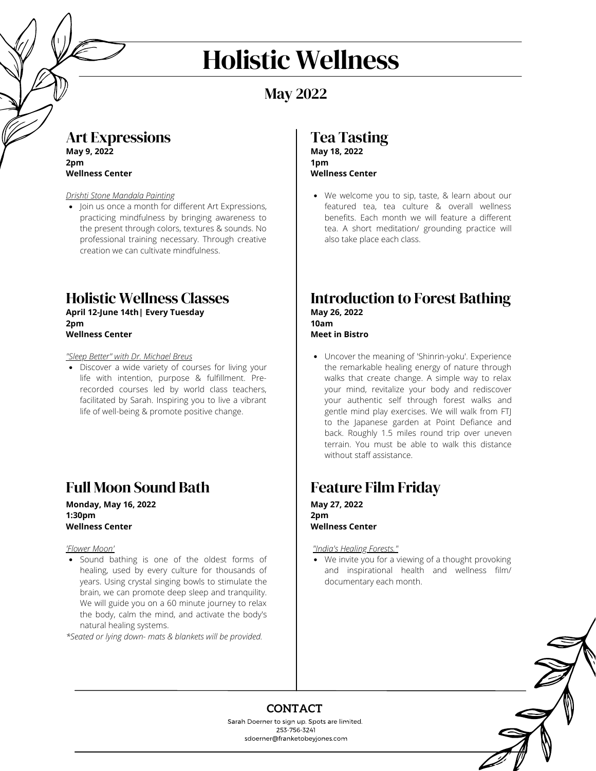# Holistic Wellness

## May 2022

### Art Expressions

**May 9, 2022**
**2pm**
**Wellness Center**

*Drishti Stone Mandala Painting*

- Join us once a month for different Art Expressions, practicing mindfulness by bringing awareness to the present through colors, textures & sounds. No professional training necessary. Through creative creation we can cultivate mindfulness.

### Holistic Wellness Classes

**April 12-June 14th| Every Tuesday**
**2pm**
**Wellness Center**

*"Sleep Better" with Dr. Michael Breus*

- Discover a wide variety of courses for living your life with intention, purpose & fulfillment. Pre-recorded courses led by world class teachers, facilitated by Sarah. Inspiring you to live a vibrant life of well-being & promote positive change.

### Full Moon Sound Bath

**Monday, May 16, 2022**
**1:30pm**
**Wellness Center**

*'Flower Moon'*

- Sound bathing is one of the oldest forms of healing, used by every culture for thousands of years. Using crystal singing bowls to stimulate the brain, we can promote deep sleep and tranquility. We will guide you on a 60 minute journey to relax the body, calm the mind, and activate the body's natural healing systems.

*\*Seated or lying down- mats & blankets will be provided.*

### Tea Tasting

**May 18, 2022**
**1pm**
**Wellness Center**

- We welcome you to sip, taste, & learn about our featured tea, tea culture & overall wellness benefits. Each month we will feature a different tea. A short meditation/ grounding practice will also take place each class.

### Introduction to Forest Bathing

**May 26, 2022**
**10am**
**Meet in Bistro**

- Uncover the meaning of 'Shinrin-yoku'. Experience the remarkable healing energy of nature through walks that create change. A simple way to relax your mind, revitalize your body and rediscover your authentic self through forest walks and gentle mind play exercises. We will walk from FTJ to the Japanese garden at Point Defiance and back. Roughly 1.5 miles round trip over uneven terrain. You must be able to walk this distance without staff assistance.

### Feature Film Friday

**May 27, 2022**
**2pm**
**Wellness Center**

*"India's Healing Forests."*

- We invite you for a viewing of a thought provoking and inspirational health and wellness film/ documentary each month.

### CONTACT

Sarah Doerner to sign up. Spots are limited.
253-756-3241
sdoerner@franketobeyjones.com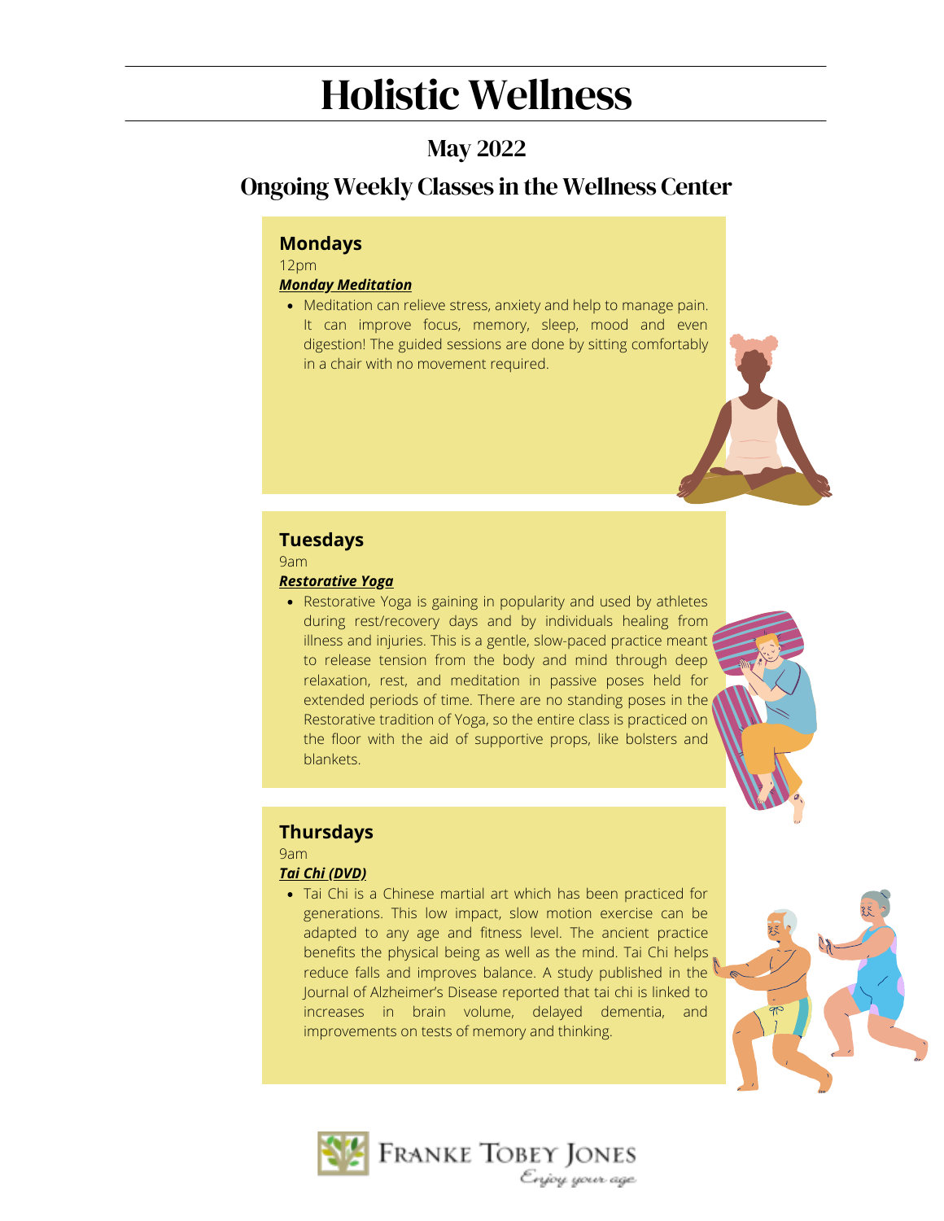# Holistic Wellness

## May 2022

## Ongoing Weekly Classes in the Wellness Center

### Mondays

12pm

***Monday Meditation***

- Meditation can relieve stress, anxiety and help to manage pain. It can improve focus, memory, sleep, mood and even digestion! The guided sessions are done by sitting comfortably in a chair with no movement required.

### Tuesdays

9am

***Restorative Yoga***

- Restorative Yoga is gaining in popularity and used by athletes during rest/recovery days and by individuals healing from illness and injuries. This is a gentle, slow-paced practice meant to release tension from the body and mind through deep relaxation, rest, and meditation in passive poses held for extended periods of time. There are no standing poses in the Restorative tradition of Yoga, so the entire class is practiced on the floor with the aid of supportive props, like bolsters and blankets.

### Thursdays

9am

***Tai Chi (DVD)***

- Tai Chi is a Chinese martial art which has been practiced for generations. This low impact, slow motion exercise can be adapted to any age and fitness level. The ancient practice benefits the physical being as well as the mind. Tai Chi helps reduce falls and improves balance. A study published in the Journal of Alzheimer's Disease reported that tai chi is linked to increases in brain volume, delayed dementia, and improvements on tests of memory and thinking.

Franke Tobey Jones

Enjoy your age